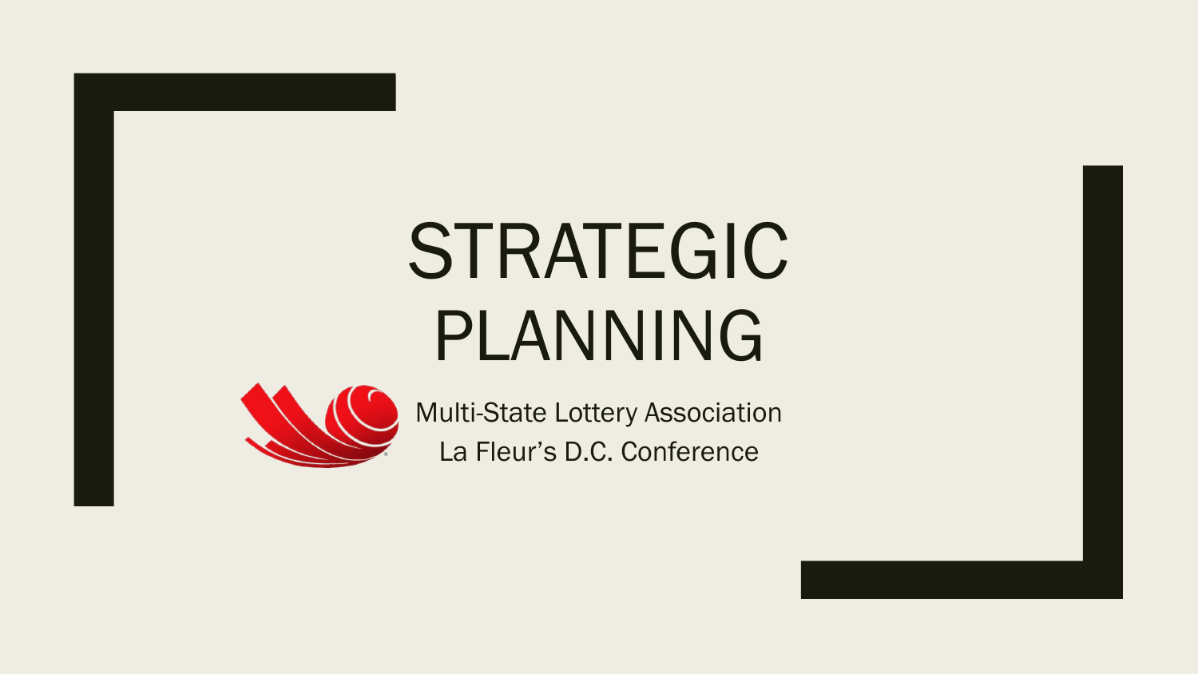# STRATEGIC PLANNING

Multi-State Lottery Association

La Fleur's D.C. Conference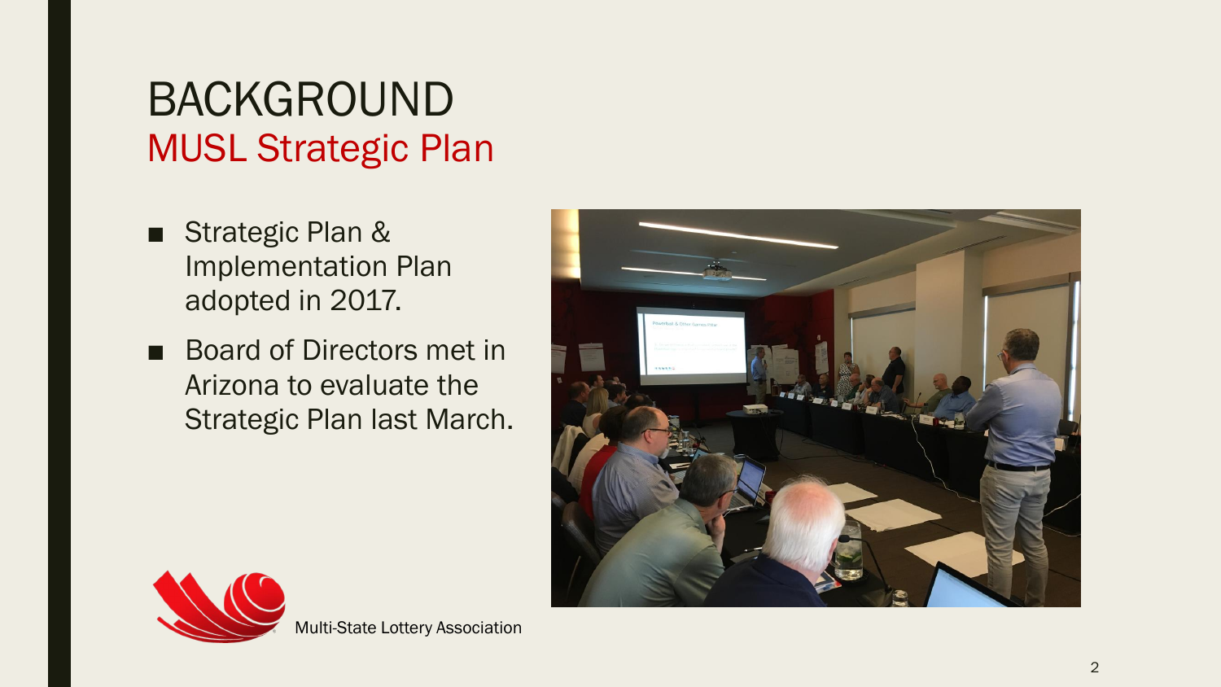# BACKGROUND
## MUSL Strategic Plan

- Strategic Plan & Implementation Plan adopted in 2017.
- Board of Directors met in Arizona to evaluate the Strategic Plan last March.

Multi-State Lottery Association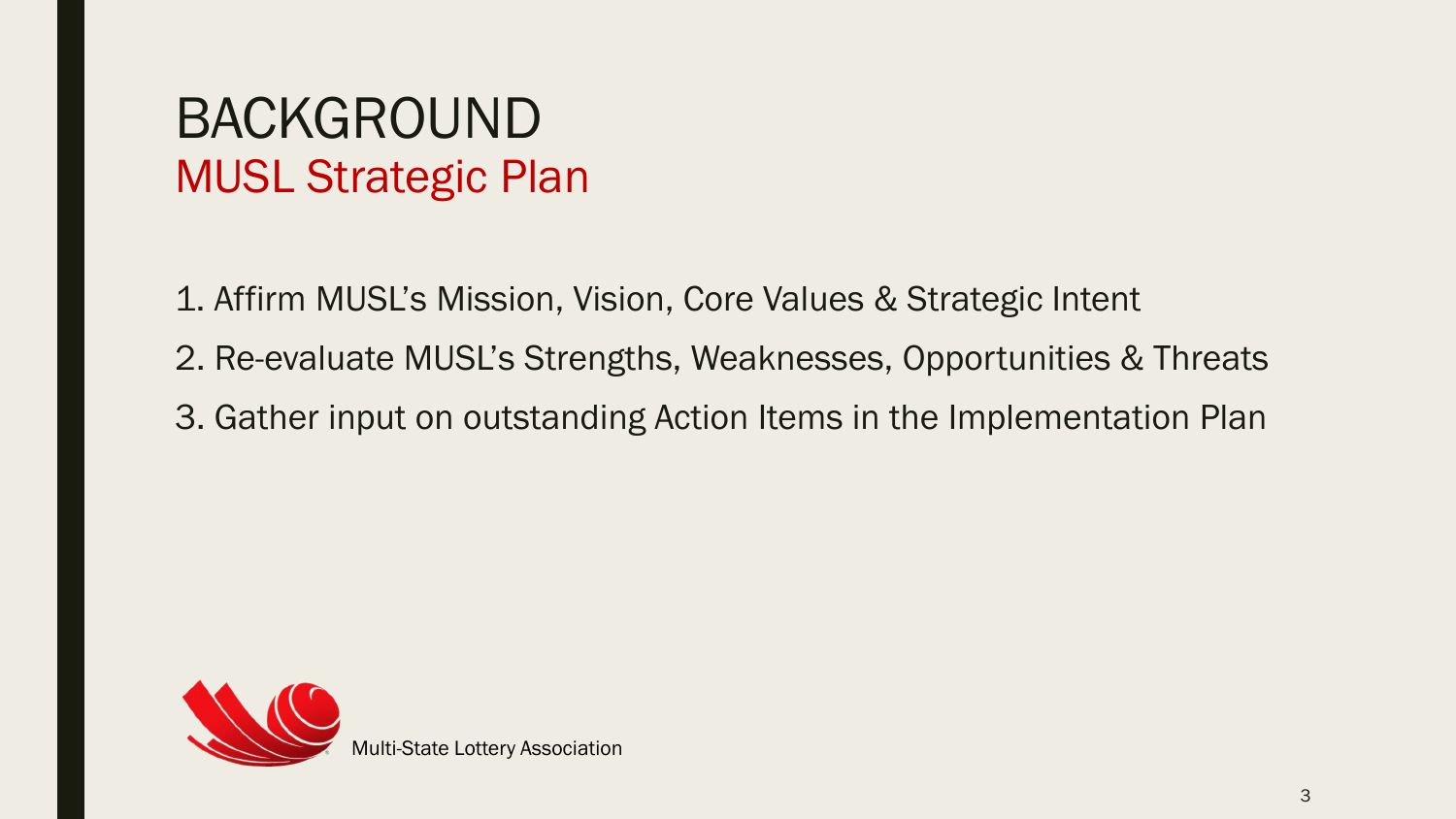# BACKGROUND

## MUSL Strategic Plan

1. Affirm MUSL's Mission, Vision, Core Values & Strategic Intent
2. Re-evaluate MUSL's Strengths, Weaknesses, Opportunities & Threats
3. Gather input on outstanding Action Items in the Implementation Plan

Multi-State Lottery Association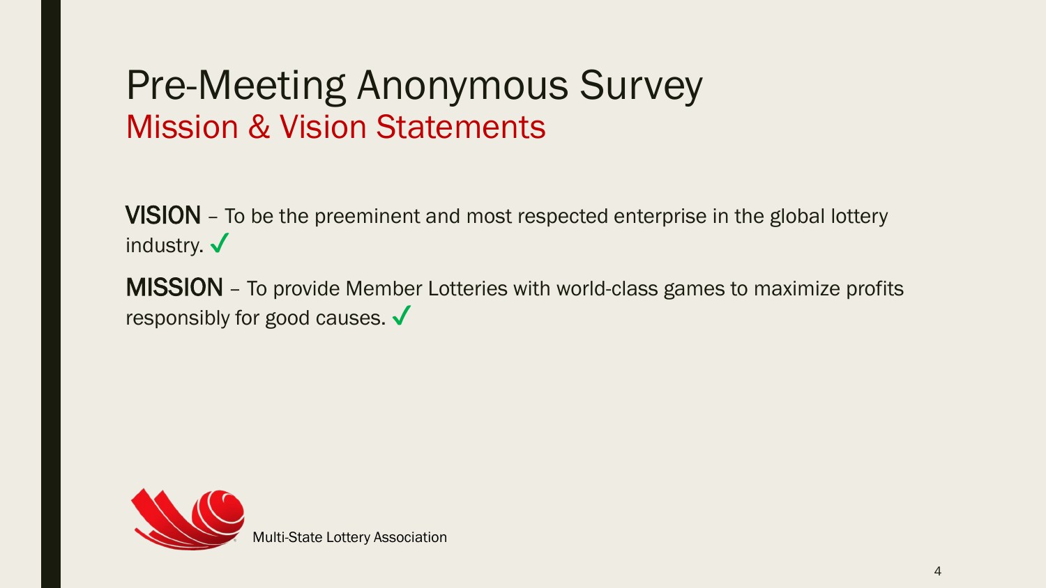# Pre-Meeting Anonymous Survey

## Mission & Vision Statements

**VISION** – To be the preeminent and most respected enterprise in the global lottery industry. ✓

**MISSION** – To provide Member Lotteries with world-class games to maximize profits responsibly for good causes. ✓

Multi-State Lottery Association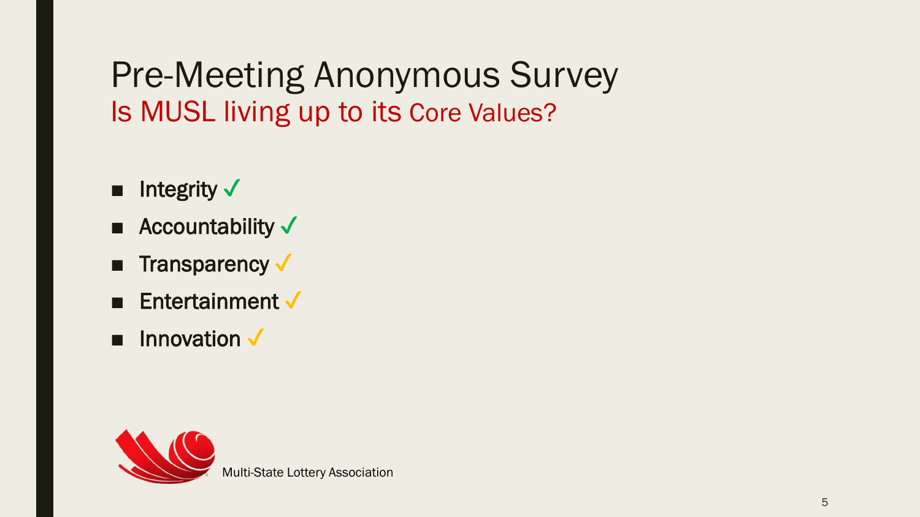# Pre-Meeting Anonymous Survey

## Is MUSL living up to its Core Values?

- Integrity ✓
- Accountability ✓
- Transparency ✓
- Entertainment ✓
- Innovation ✓

Multi-State Lottery Association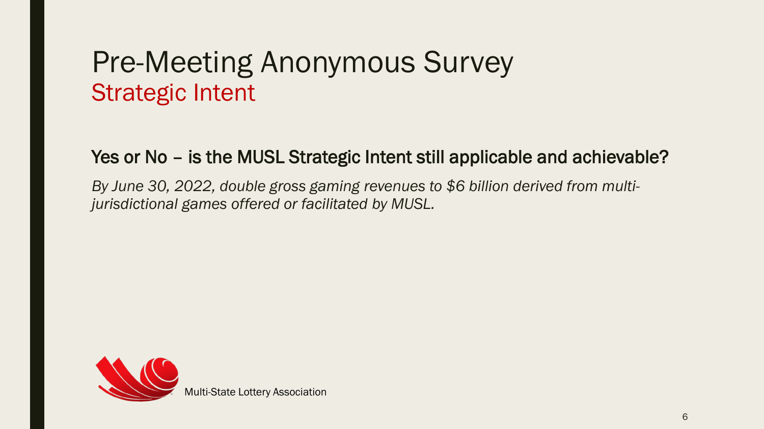# Pre-Meeting Anonymous Survey

## Strategic Intent

**Yes or No – is the MUSL Strategic Intent still applicable and achievable?**

*By June 30, 2022, double gross gaming revenues to $6 billion derived from multi-jurisdictional games offered or facilitated by MUSL.*

Multi-State Lottery Association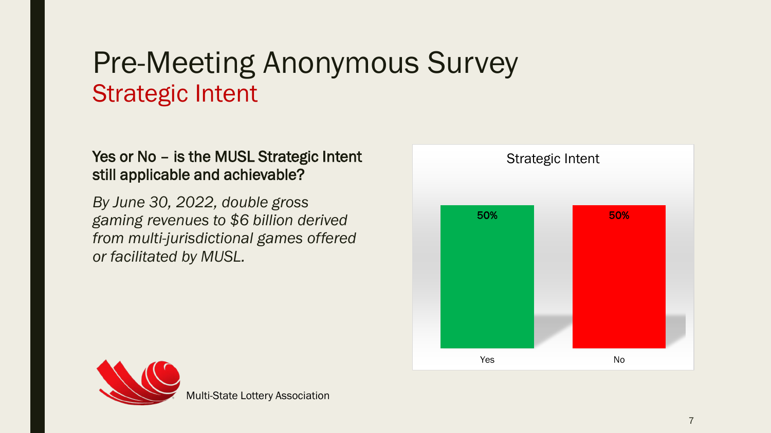# Pre-Meeting Anonymous Survey

## Strategic Intent

**Yes or No – is the MUSL Strategic Intent still applicable and achievable?**

*By June 30, 2022, double gross gaming revenues to $6 billion derived from multi-jurisdictional games offered or facilitated by MUSL.*

Strategic Intent

| Yes | No |
| --- | --- |
| 50% | 50% |

Multi-State Lottery Association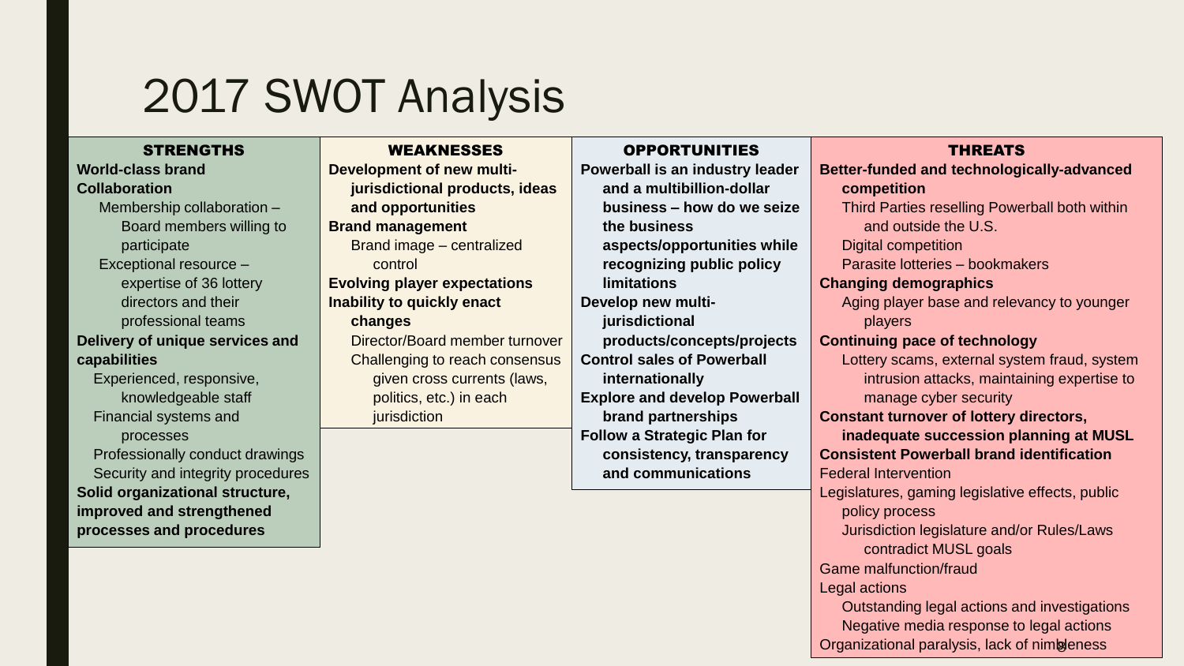# 2017 SWOT Analysis

## STRENGTHS

**World-class brand**

**Collaboration**

- Membership collaboration – Board members willing to participate
- Exceptional resource – expertise of 36 lottery directors and their professional teams

**Delivery of unique services and capabilities**

- Experienced, responsive, knowledgeable staff
- Financial systems and processes
- Professionally conduct drawings
- Security and integrity procedures

**Solid organizational structure, improved and strengthened processes and procedures**

## WEAKNESSES

**Development of new multi-jurisdictional products, ideas and opportunities**

**Brand management**

- Brand image – centralized control

**Evolving player expectations**

**Inability to quickly enact changes**

- Director/Board member turnover
- Challenging to reach consensus given cross currents (laws, politics, etc.) in each jurisdiction

## OPPORTUNITIES

**Powerball is an industry leader and a multibillion-dollar business – how do we seize the business aspects/opportunities while recognizing public policy limitations**

**Develop new multi-jurisdictional products/concepts/projects**

**Control sales of Powerball internationally**

**Explore and develop Powerball brand partnerships**

**Follow a Strategic Plan for consistency, transparency and communications**

## THREATS

**Better-funded and technologically-advanced competition**

- Third Parties reselling Powerball both within and outside the U.S.
- Digital competition
- Parasite lotteries – bookmakers

**Changing demographics**

- Aging player base and relevancy to younger players

**Continuing pace of technology**

- Lottery scams, external system fraud, system intrusion attacks, maintaining expertise to manage cyber security

**Constant turnover of lottery directors, inadequate succession planning at MUSL**

**Consistent Powerball brand identification**

Federal Intervention

Legislatures, gaming legislative effects, public policy process

- Jurisdiction legislature and/or Rules/Laws contradict MUSL goals

Game malfunction/fraud

Legal actions

- Outstanding legal actions and investigations
- Negative media response to legal actions

Organizational paralysis, lack of nimbleness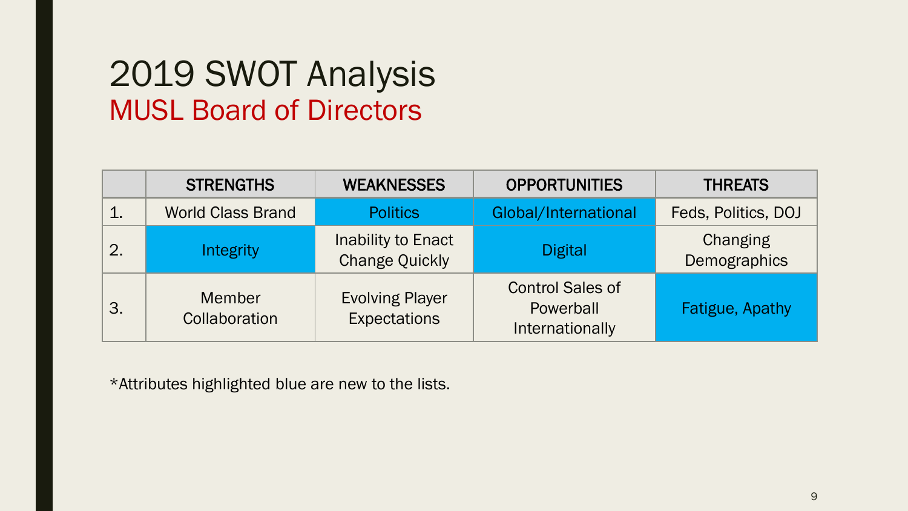# 2019 SWOT Analysis

## MUSL Board of Directors

| | STRENGTHS | WEAKNESSES | OPPORTUNITIES | THREATS |
|---|---|---|---|---|
| 1. | World Class Brand | Politics | Global/International | Feds, Politics, DOJ |
| 2. | Integrity | Inability to Enact Change Quickly | Digital | Changing Demographics |
| 3. | Member Collaboration | Evolving Player Expectations | Control Sales of Powerball Internationally | Fatigue, Apathy |

*Attributes highlighted blue are new to the lists.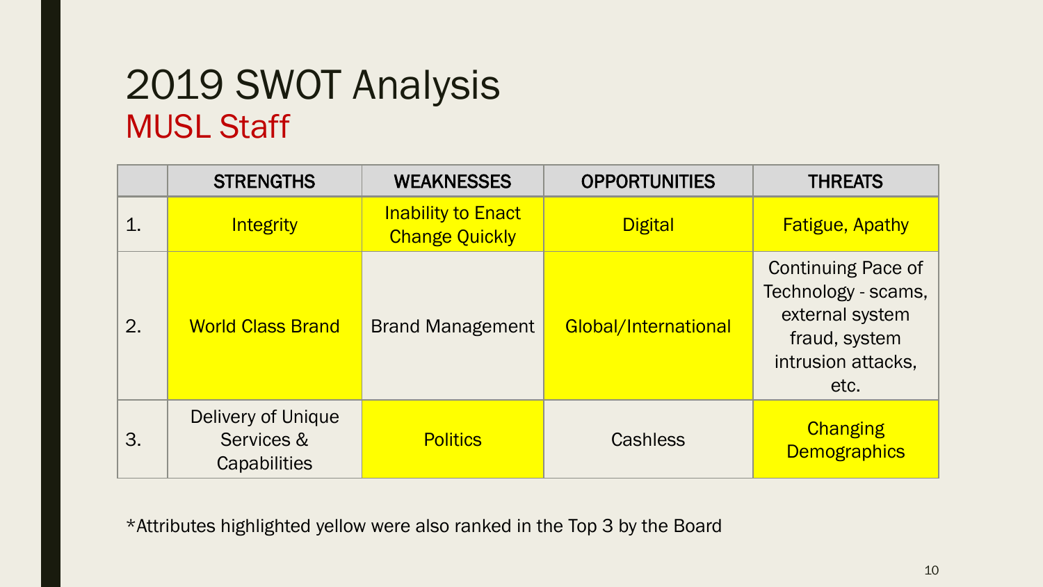# 2019 SWOT Analysis

## MUSL Staff

| | STRENGTHS | WEAKNESSES | OPPORTUNITIES | THREATS |
|---|---|---|---|---|
| 1. | Integrity | Inability to Enact Change Quickly | Digital | Fatigue, Apathy |
| 2. | World Class Brand | Brand Management | Global/International | Continuing Pace of Technology - scams, external system fraud, system intrusion attacks, etc. |
| 3. | Delivery of Unique Services & Capabilities | Politics | Cashless | Changing Demographics |

*Attributes highlighted yellow were also ranked in the Top 3 by the Board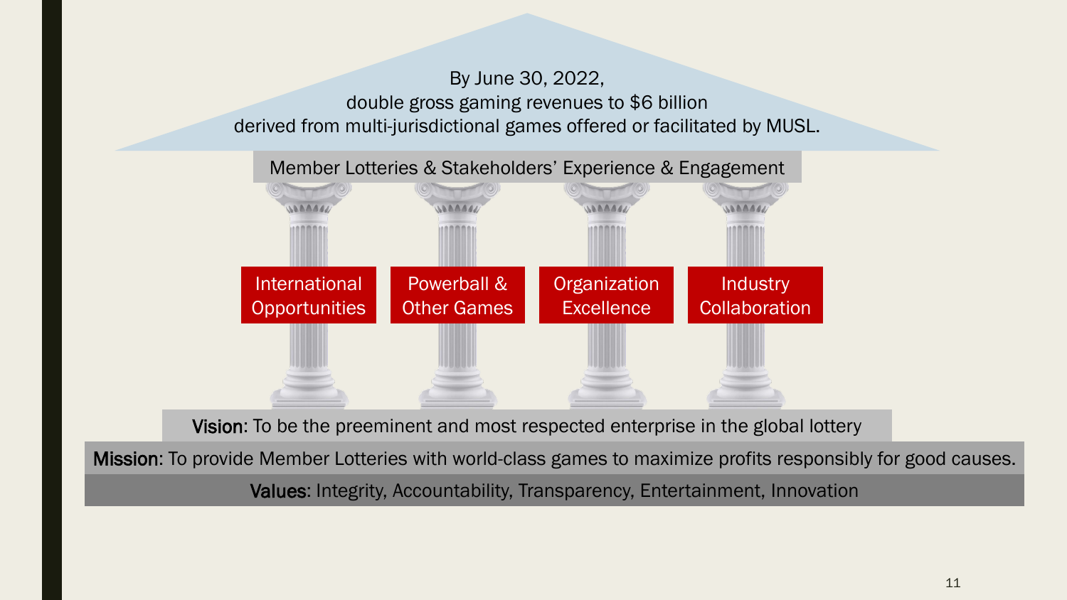By June 30, 2022,
double gross gaming revenues to $6 billion
derived from multi-jurisdictional games offered or facilitated by MUSL.

Member Lotteries & Stakeholders' Experience & Engagement

- International Opportunities
- Powerball & Other Games
- Organization Excellence
- Industry Collaboration

**Vision**: To be the preeminent and most respected enterprise in the global lottery

**Mission**: To provide Member Lotteries with world-class games to maximize profits responsibly for good causes.

**Values**: Integrity, Accountability, Transparency, Entertainment, Innovation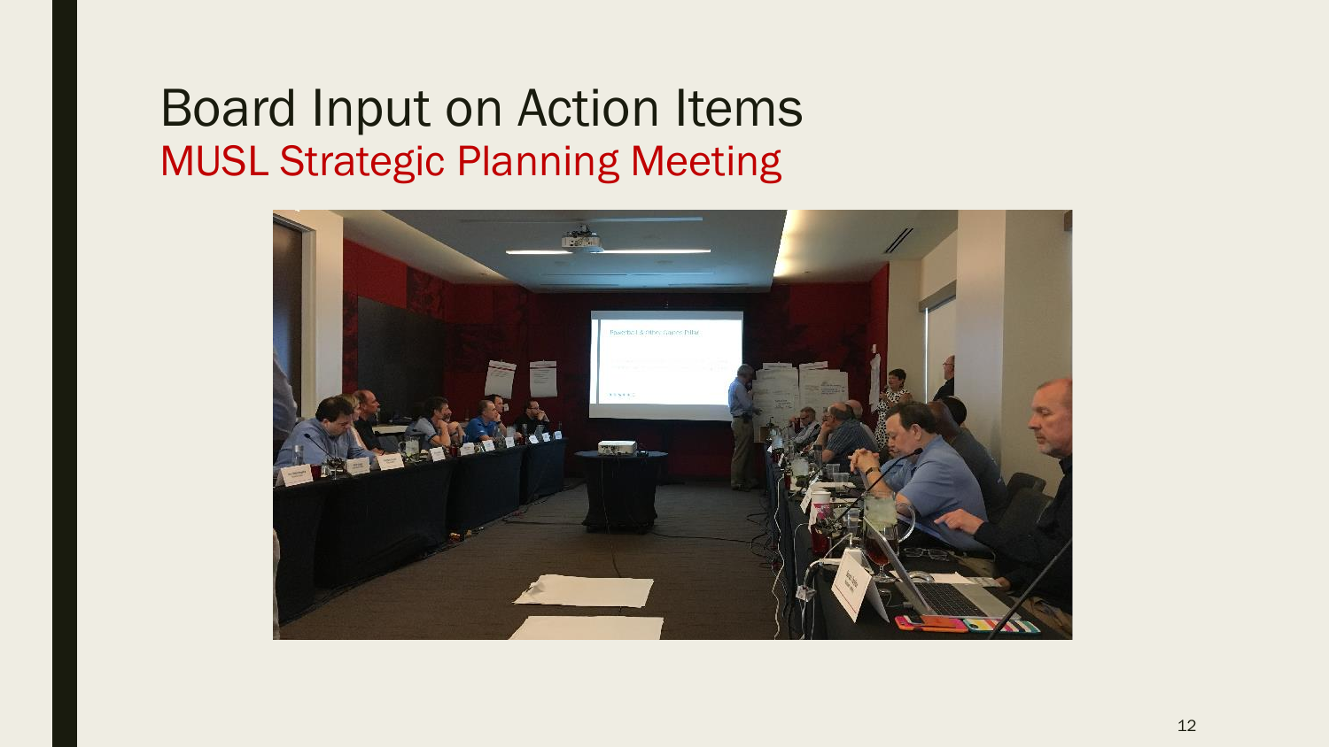# Board Input on Action Items

## MUSL Strategic Planning Meeting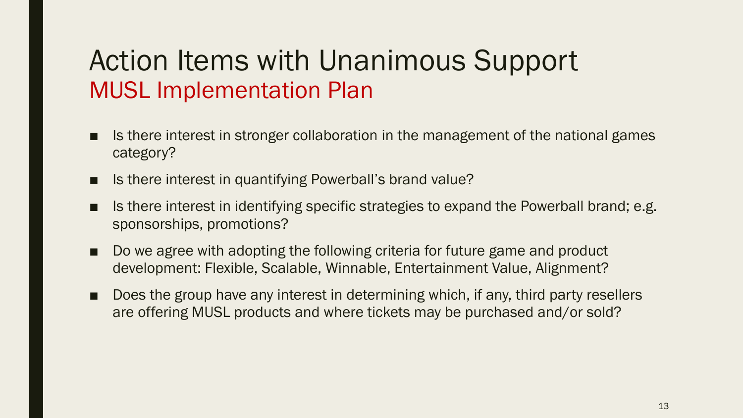# Action Items with Unanimous Support

## MUSL Implementation Plan

- Is there interest in stronger collaboration in the management of the national games category?
- Is there interest in quantifying Powerball's brand value?
- Is there interest in identifying specific strategies to expand the Powerball brand; e.g. sponsorships, promotions?
- Do we agree with adopting the following criteria for future game and product development: Flexible, Scalable, Winnable, Entertainment Value, Alignment?
- Does the group have any interest in determining which, if any, third party resellers are offering MUSL products and where tickets may be purchased and/or sold?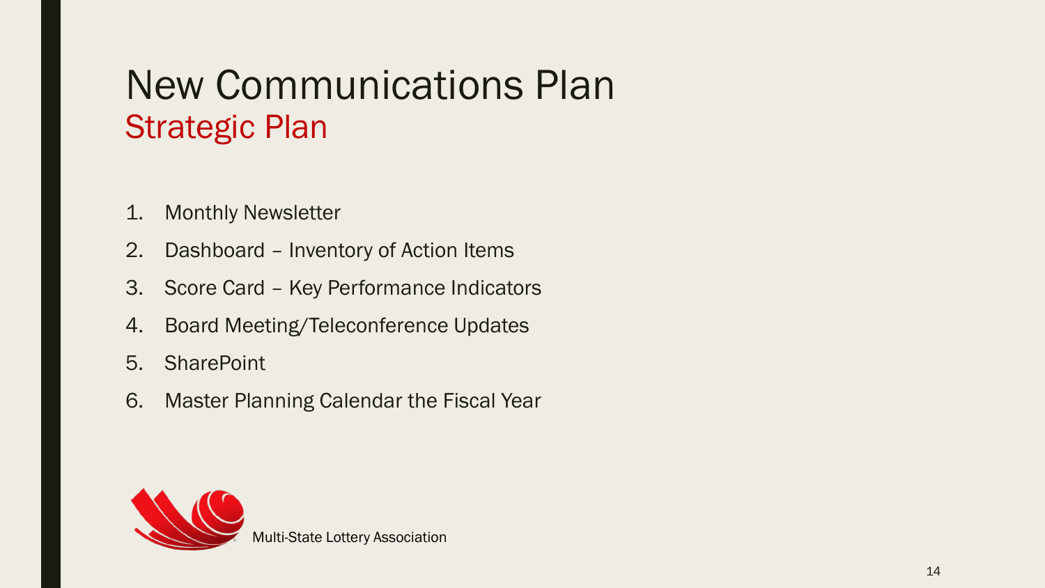# New Communications Plan

## Strategic Plan

1. Monthly Newsletter
2. Dashboard – Inventory of Action Items
3. Score Card – Key Performance Indicators
4. Board Meeting/Teleconference Updates
5. SharePoint
6. Master Planning Calendar the Fiscal Year

Multi-State Lottery Association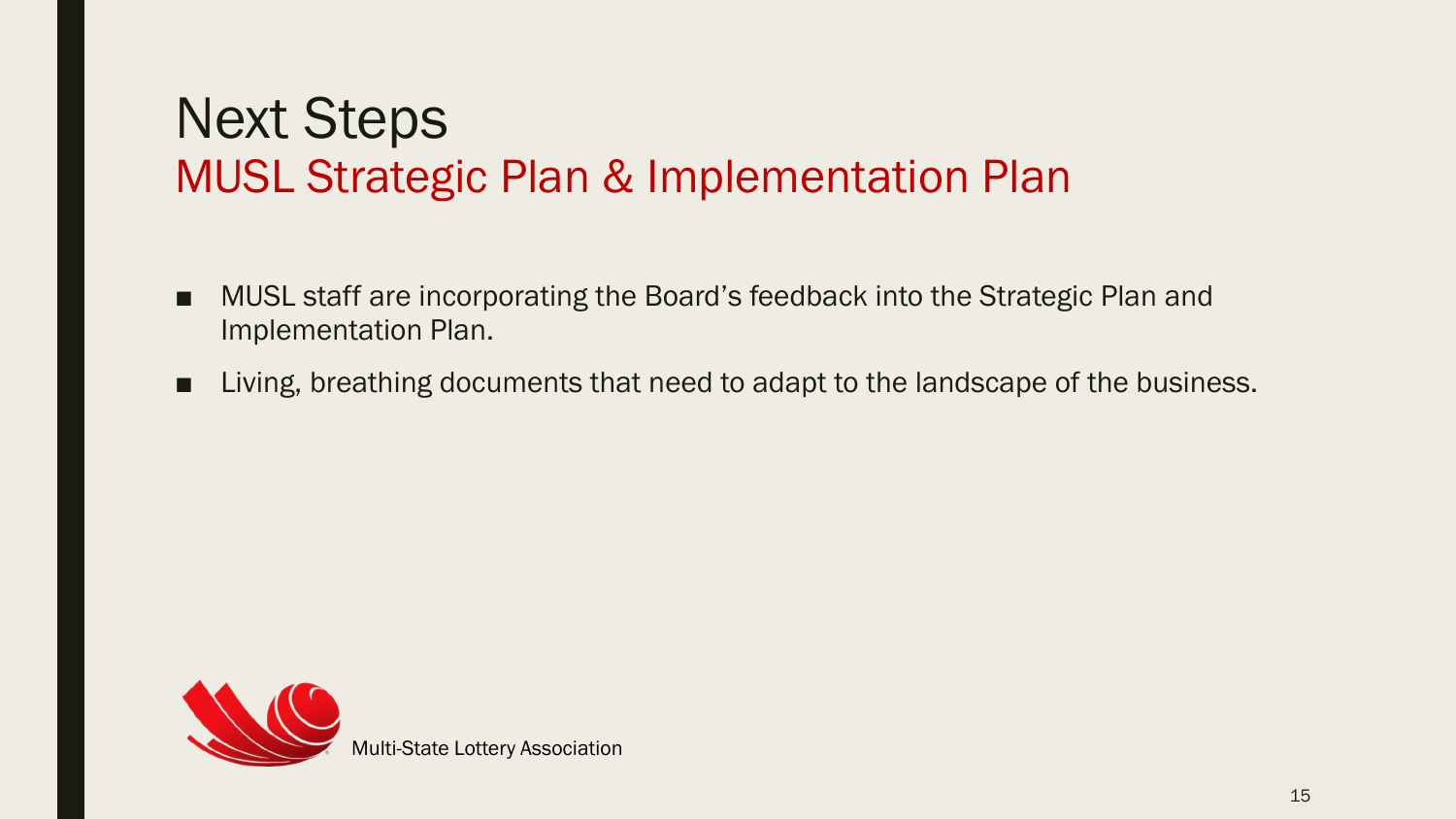# Next Steps

## MUSL Strategic Plan & Implementation Plan

- MUSL staff are incorporating the Board's feedback into the Strategic Plan and Implementation Plan.
- Living, breathing documents that need to adapt to the landscape of the business.

Multi-State Lottery Association